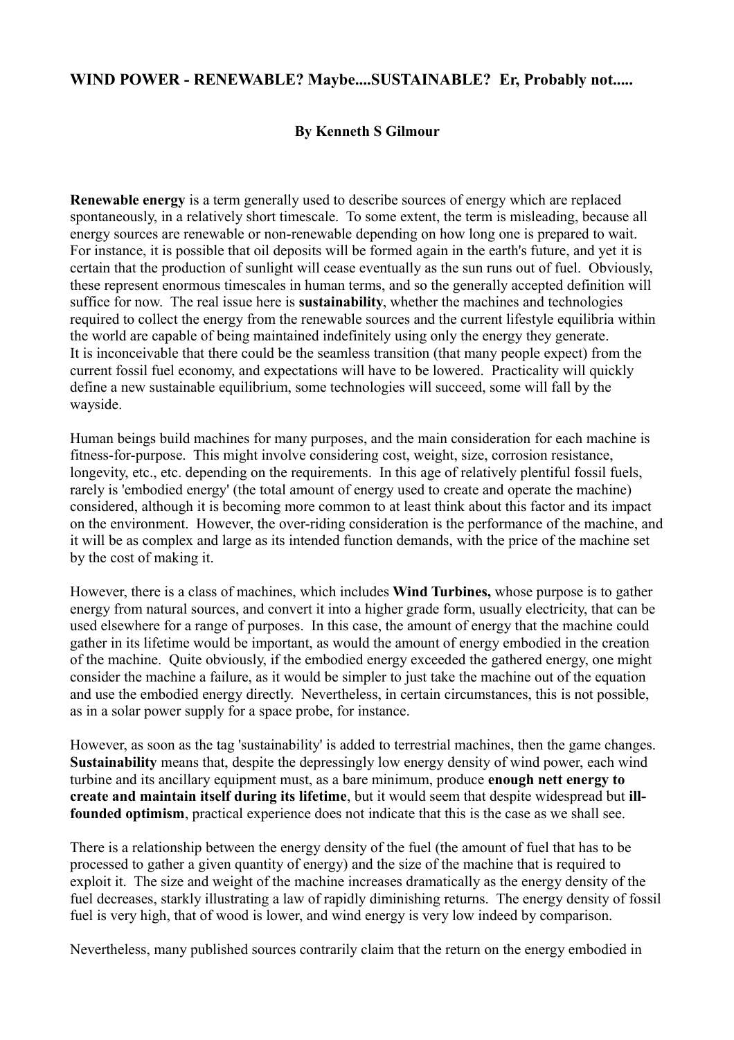# WIND POWER - RENEWABLE? Maybe....SUSTAINABLE? Er, Probably not.....

**By Kenneth S Gilmour**

**Renewable energy** is a term generally used to describe sources of energy which are replaced spontaneously, in a relatively short timescale. To some extent, the term is misleading, because all energy sources are renewable or non-renewable depending on how long one is prepared to wait. For instance, it is possible that oil deposits will be formed again in the earth's future, and yet it is certain that the production of sunlight will cease eventually as the sun runs out of fuel. Obviously, these represent enormous timescales in human terms, and so the generally accepted definition will suffice for now. The real issue here is **sustainability**, whether the machines and technologies required to collect the energy from the renewable sources and the current lifestyle equilibria within the world are capable of being maintained indefinitely using only the energy they generate.
It is inconceivable that there could be the seamless transition (that many people expect) from the current fossil fuel economy, and expectations will have to be lowered. Practicality will quickly define a new sustainable equilibrium, some technologies will succeed, some will fall by the wayside.

Human beings build machines for many purposes, and the main consideration for each machine is fitness-for-purpose. This might involve considering cost, weight, size, corrosion resistance, longevity, etc., etc. depending on the requirements. In this age of relatively plentiful fossil fuels, rarely is 'embodied energy' (the total amount of energy used to create and operate the machine) considered, although it is becoming more common to at least think about this factor and its impact on the environment. However, the over-riding consideration is the performance of the machine, and it will be as complex and large as its intended function demands, with the price of the machine set by the cost of making it.

However, there is a class of machines, which includes **Wind Turbines,** whose purpose is to gather energy from natural sources, and convert it into a higher grade form, usually electricity, that can be used elsewhere for a range of purposes. In this case, the amount of energy that the machine could gather in its lifetime would be important, as would the amount of energy embodied in the creation of the machine. Quite obviously, if the embodied energy exceeded the gathered energy, one might consider the machine a failure, as it would be simpler to just take the machine out of the equation and use the embodied energy directly. Nevertheless, in certain circumstances, this is not possible, as in a solar power supply for a space probe, for instance.

However, as soon as the tag 'sustainability' is added to terrestrial machines, then the game changes. **Sustainability** means that, despite the depressingly low energy density of wind power, each wind turbine and its ancillary equipment must, as a bare minimum, produce **enough nett energy to create and maintain itself during its lifetime**, but it would seem that despite widespread but **ill-founded optimism**, practical experience does not indicate that this is the case as we shall see.

There is a relationship between the energy density of the fuel (the amount of fuel that has to be processed to gather a given quantity of energy) and the size of the machine that is required to exploit it. The size and weight of the machine increases dramatically as the energy density of the fuel decreases, starkly illustrating a law of rapidly diminishing returns. The energy density of fossil fuel is very high, that of wood is lower, and wind energy is very low indeed by comparison.

Nevertheless, many published sources contrarily claim that the return on the energy embodied in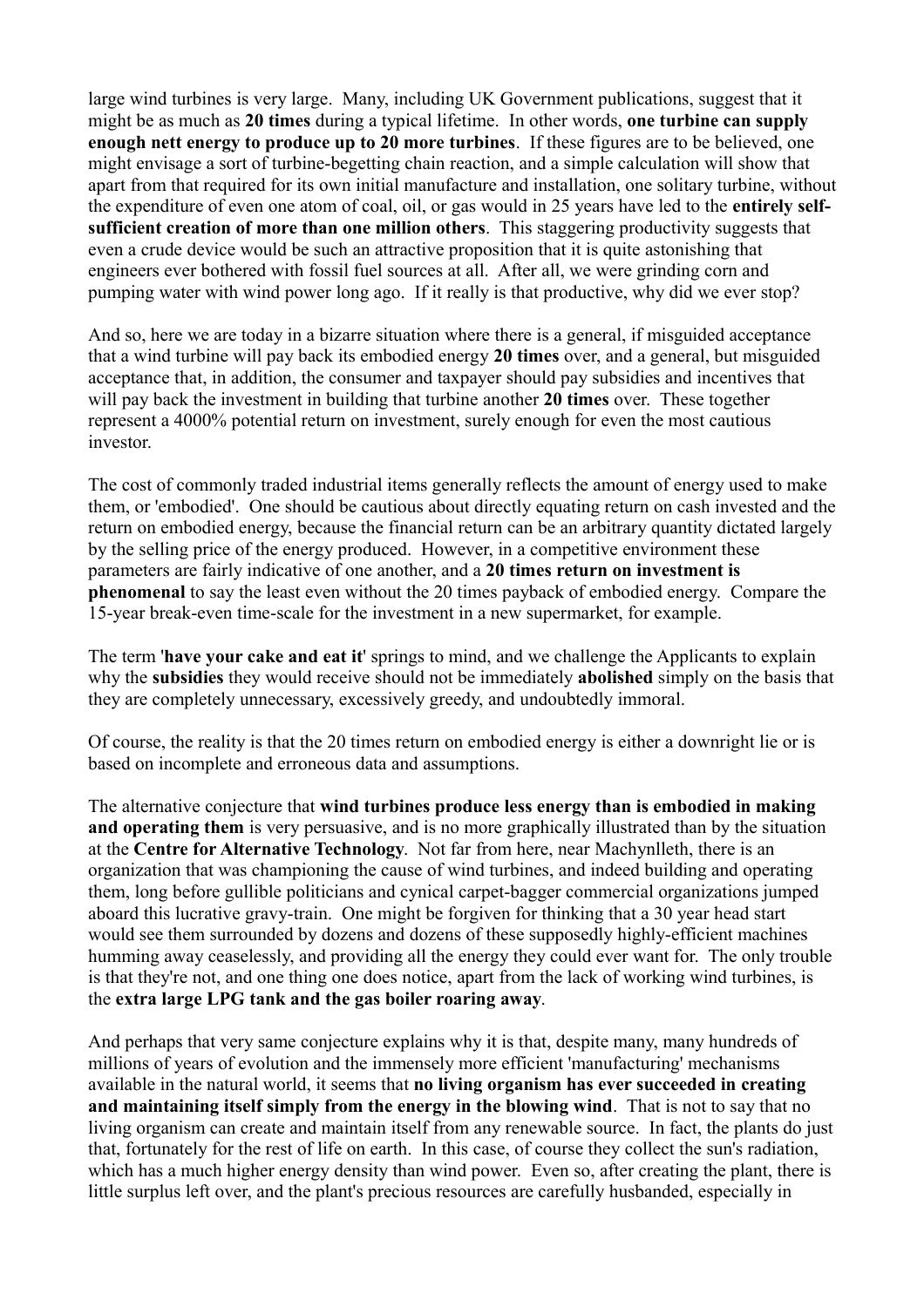large wind turbines is very large. Many, including UK Government publications, suggest that it might be as much as **20 times** during a typical lifetime. In other words, **one turbine can supply enough nett energy to produce up to 20 more turbines**. If these figures are to be believed, one might envisage a sort of turbine-begetting chain reaction, and a simple calculation will show that apart from that required for its own initial manufacture and installation, one solitary turbine, without the expenditure of even one atom of coal, oil, or gas would in 25 years have led to the **entirely self-sufficient creation of more than one million others**. This staggering productivity suggests that even a crude device would be such an attractive proposition that it is quite astonishing that engineers ever bothered with fossil fuel sources at all. After all, we were grinding corn and pumping water with wind power long ago. If it really is that productive, why did we ever stop?

And so, here we are today in a bizarre situation where there is a general, if misguided acceptance that a wind turbine will pay back its embodied energy **20 times** over, and a general, but misguided acceptance that, in addition, the consumer and taxpayer should pay subsidies and incentives that will pay back the investment in building that turbine another **20 times** over. These together represent a 4000% potential return on investment, surely enough for even the most cautious investor.

The cost of commonly traded industrial items generally reflects the amount of energy used to make them, or 'embodied'. One should be cautious about directly equating return on cash invested and the return on embodied energy, because the financial return can be an arbitrary quantity dictated largely by the selling price of the energy produced. However, in a competitive environment these parameters are fairly indicative of one another, and a **20 times return on investment is phenomenal** to say the least even without the 20 times payback of embodied energy. Compare the 15-year break-even time-scale for the investment in a new supermarket, for example.

The term '**have your cake and eat it**' springs to mind, and we challenge the Applicants to explain why the **subsidies** they would receive should not be immediately **abolished** simply on the basis that they are completely unnecessary, excessively greedy, and undoubtedly immoral.

Of course, the reality is that the 20 times return on embodied energy is either a downright lie or is based on incomplete and erroneous data and assumptions.

The alternative conjecture that **wind turbines produce less energy than is embodied in making and operating them** is very persuasive, and is no more graphically illustrated than by the situation at the **Centre for Alternative Technology**. Not far from here, near Machynlleth, there is an organization that was championing the cause of wind turbines, and indeed building and operating them, long before gullible politicians and cynical carpet-bagger commercial organizations jumped aboard this lucrative gravy-train. One might be forgiven for thinking that a 30 year head start would see them surrounded by dozens and dozens of these supposedly highly-efficient machines humming away ceaselessly, and providing all the energy they could ever want for. The only trouble is that they're not, and one thing one does notice, apart from the lack of working wind turbines, is the **extra large LPG tank and the gas boiler roaring away**.

And perhaps that very same conjecture explains why it is that, despite many, many hundreds of millions of years of evolution and the immensely more efficient 'manufacturing' mechanisms available in the natural world, it seems that **no living organism has ever succeeded in creating and maintaining itself simply from the energy in the blowing wind**. That is not to say that no living organism can create and maintain itself from any renewable source. In fact, the plants do just that, fortunately for the rest of life on earth. In this case, of course they collect the sun's radiation, which has a much higher energy density than wind power. Even so, after creating the plant, there is little surplus left over, and the plant's precious resources are carefully husbanded, especially in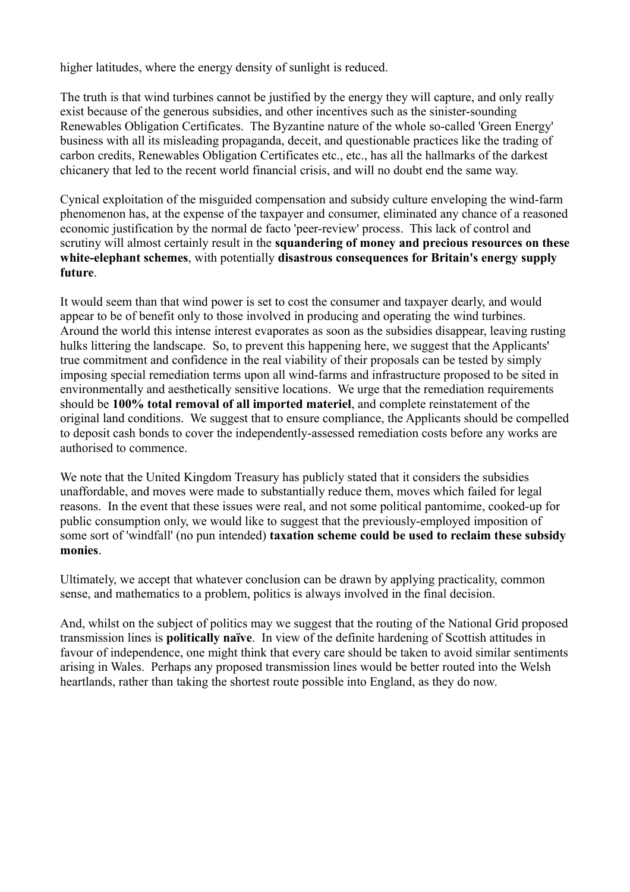higher latitudes, where the energy density of sunlight is reduced.

The truth is that wind turbines cannot be justified by the energy they will capture, and only really exist because of the generous subsidies, and other incentives such as the sinister-sounding Renewables Obligation Certificates. The Byzantine nature of the whole so-called 'Green Energy' business with all its misleading propaganda, deceit, and questionable practices like the trading of carbon credits, Renewables Obligation Certificates etc., etc., has all the hallmarks of the darkest chicanery that led to the recent world financial crisis, and will no doubt end the same way.

Cynical exploitation of the misguided compensation and subsidy culture enveloping the wind-farm phenomenon has, at the expense of the taxpayer and consumer, eliminated any chance of a reasoned economic justification by the normal de facto 'peer-review' process. This lack of control and scrutiny will almost certainly result in the **squandering of money and precious resources on these white-elephant schemes**, with potentially **disastrous consequences for Britain's energy supply future**.

It would seem than that wind power is set to cost the consumer and taxpayer dearly, and would appear to be of benefit only to those involved in producing and operating the wind turbines. Around the world this intense interest evaporates as soon as the subsidies disappear, leaving rusting hulks littering the landscape. So, to prevent this happening here, we suggest that the Applicants' true commitment and confidence in the real viability of their proposals can be tested by simply imposing special remediation terms upon all wind-farms and infrastructure proposed to be sited in environmentally and aesthetically sensitive locations. We urge that the remediation requirements should be **100% total removal of all imported materiel**, and complete reinstatement of the original land conditions. We suggest that to ensure compliance, the Applicants should be compelled to deposit cash bonds to cover the independently-assessed remediation costs before any works are authorised to commence.

We note that the United Kingdom Treasury has publicly stated that it considers the subsidies unaffordable, and moves were made to substantially reduce them, moves which failed for legal reasons. In the event that these issues were real, and not some political pantomime, cooked-up for public consumption only, we would like to suggest that the previously-employed imposition of some sort of 'windfall' (no pun intended) **taxation scheme could be used to reclaim these subsidy monies**.

Ultimately, we accept that whatever conclusion can be drawn by applying practicality, common sense, and mathematics to a problem, politics is always involved in the final decision.

And, whilst on the subject of politics may we suggest that the routing of the National Grid proposed transmission lines is **politically naïve**. In view of the definite hardening of Scottish attitudes in favour of independence, one might think that every care should be taken to avoid similar sentiments arising in Wales. Perhaps any proposed transmission lines would be better routed into the Welsh heartlands, rather than taking the shortest route possible into England, as they do now.